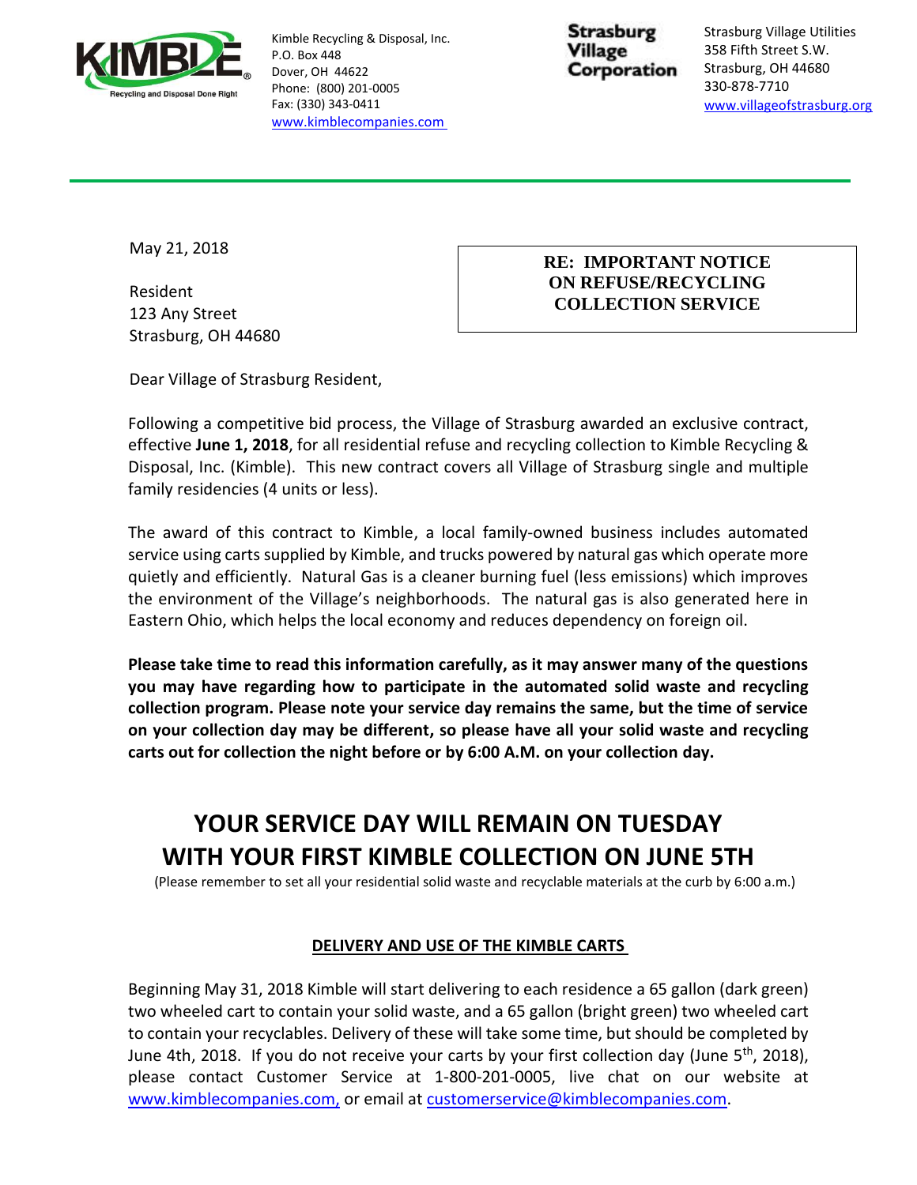Kimble Recycling & Disposal, Inc.
P.O. Box 448
Dover, OH 44622
Phone: (800) 201-0005
Fax: (330) 343-0411
www.kimblecompanies.com

Strasburg Village Corporation

Strasburg Village Utilities
358 Fifth Street S.W.
Strasburg, OH 44680
330-878-7710
www.villageofstrasburg.org

May 21, 2018

Resident
123 Any Street
Strasburg, OH 44680

**RE: IMPORTANT NOTICE ON REFUSE/RECYCLING COLLECTION SERVICE**

Dear Village of Strasburg Resident,

Following a competitive bid process, the Village of Strasburg awarded an exclusive contract, effective **June 1, 2018**, for all residential refuse and recycling collection to Kimble Recycling & Disposal, Inc. (Kimble). This new contract covers all Village of Strasburg single and multiple family residencies (4 units or less).

The award of this contract to Kimble, a local family-owned business includes automated service using carts supplied by Kimble, and trucks powered by natural gas which operate more quietly and efficiently. Natural Gas is a cleaner burning fuel (less emissions) which improves the environment of the Village's neighborhoods. The natural gas is also generated here in Eastern Ohio, which helps the local economy and reduces dependency on foreign oil.

**Please take time to read this information carefully, as it may answer many of the questions you may have regarding how to participate in the automated solid waste and recycling collection program. Please note your service day remains the same, but the time of service on your collection day may be different, so please have all your solid waste and recycling carts out for collection the night before or by 6:00 A.M. on your collection day.**

## YOUR SERVICE DAY WILL REMAIN ON TUESDAY WITH YOUR FIRST KIMBLE COLLECTION ON JUNE 5TH

(Please remember to set all your residential solid waste and recyclable materials at the curb by 6:00 a.m.)

### DELIVERY AND USE OF THE KIMBLE CARTS

Beginning May 31, 2018 Kimble will start delivering to each residence a 65 gallon (dark green) two wheeled cart to contain your solid waste, and a 65 gallon (bright green) two wheeled cart to contain your recyclables. Delivery of these will take some time, but should be completed by June 4th, 2018. If you do not receive your carts by your first collection day (June 5th, 2018), please contact Customer Service at 1-800-201-0005, live chat on our website at www.kimblecompanies.com, or email at customerservice@kimblecompanies.com.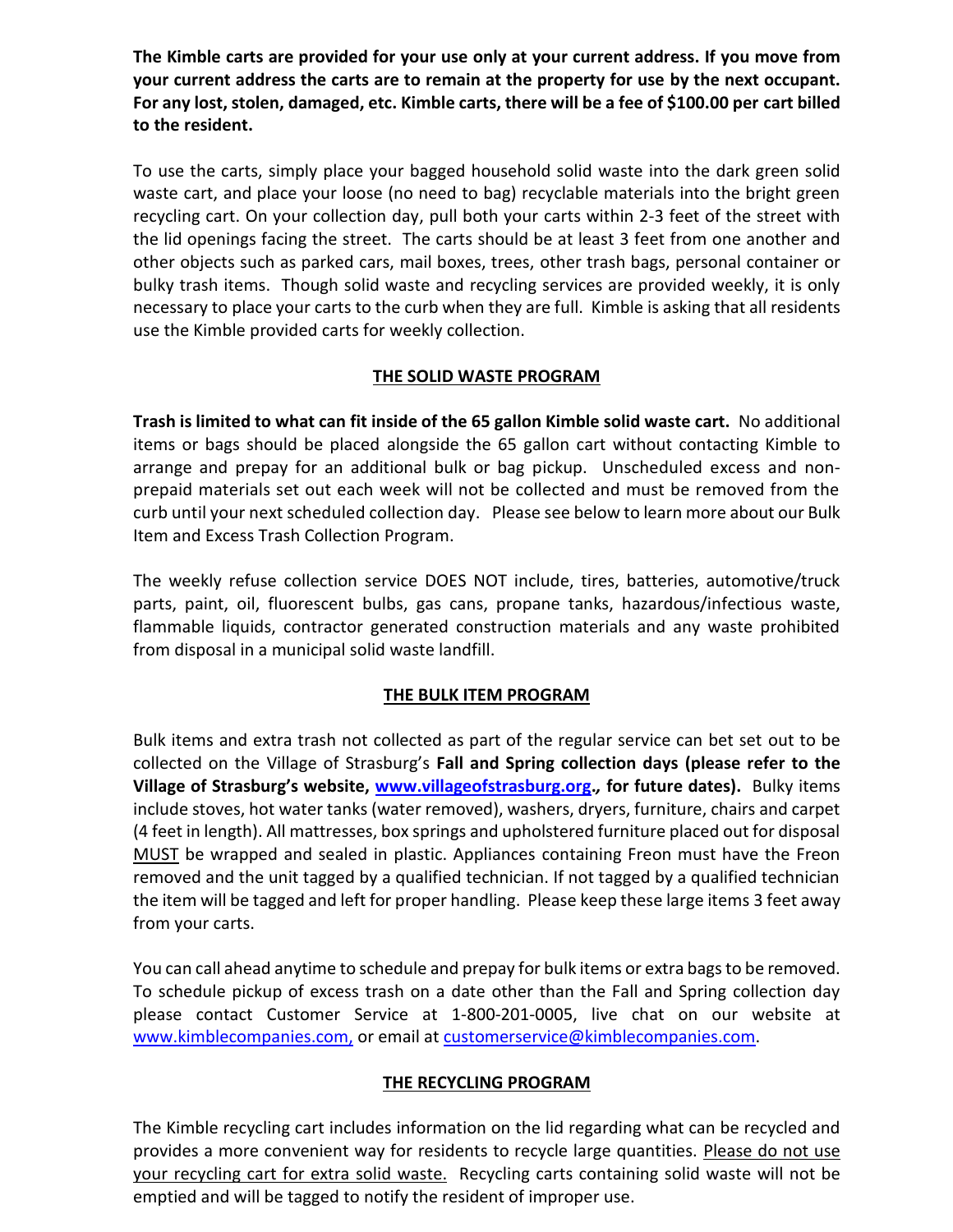**The Kimble carts are provided for your use only at your current address. If you move from your current address the carts are to remain at the property for use by the next occupant. For any lost, stolen, damaged, etc. Kimble carts, there will be a fee of $100.00 per cart billed to the resident.**

To use the carts, simply place your bagged household solid waste into the dark green solid waste cart, and place your loose (no need to bag) recyclable materials into the bright green recycling cart. On your collection day, pull both your carts within 2-3 feet of the street with the lid openings facing the street. The carts should be at least 3 feet from one another and other objects such as parked cars, mail boxes, trees, other trash bags, personal container or bulky trash items. Though solid waste and recycling services are provided weekly, it is only necessary to place your carts to the curb when they are full. Kimble is asking that all residents use the Kimble provided carts for weekly collection.

## THE SOLID WASTE PROGRAM

**Trash is limited to what can fit inside of the 65 gallon Kimble solid waste cart.** No additional items or bags should be placed alongside the 65 gallon cart without contacting Kimble to arrange and prepay for an additional bulk or bag pickup. Unscheduled excess and non-prepaid materials set out each week will not be collected and must be removed from the curb until your next scheduled collection day. Please see below to learn more about our Bulk Item and Excess Trash Collection Program.

The weekly refuse collection service DOES NOT include, tires, batteries, automotive/truck parts, paint, oil, fluorescent bulbs, gas cans, propane tanks, hazardous/infectious waste, flammable liquids, contractor generated construction materials and any waste prohibited from disposal in a municipal solid waste landfill.

## THE BULK ITEM PROGRAM

Bulk items and extra trash not collected as part of the regular service can bet set out to be collected on the Village of Strasburg's **Fall and Spring collection days (please refer to the Village of Strasburg's website, [www.villageofstrasburg.org](http://www.villageofstrasburg.org)., for future dates).** Bulky items include stoves, hot water tanks (water removed), washers, dryers, furniture, chairs and carpet (4 feet in length). All mattresses, box springs and upholstered furniture placed out for disposal MUST be wrapped and sealed in plastic. Appliances containing Freon must have the Freon removed and the unit tagged by a qualified technician. If not tagged by a qualified technician the item will be tagged and left for proper handling. Please keep these large items 3 feet away from your carts.

You can call ahead anytime to schedule and prepay for bulk items or extra bags to be removed. To schedule pickup of excess trash on a date other than the Fall and Spring collection day please contact Customer Service at 1-800-201-0005, live chat on our website at [www.kimblecompanies.com,](http://www.kimblecompanies.com) or email at [customerservice@kimblecompanies.com](mailto:customerservice@kimblecompanies.com).

## THE RECYCLING PROGRAM

The Kimble recycling cart includes information on the lid regarding what can be recycled and provides a more convenient way for residents to recycle large quantities. Please do not use your recycling cart for extra solid waste. Recycling carts containing solid waste will not be emptied and will be tagged to notify the resident of improper use.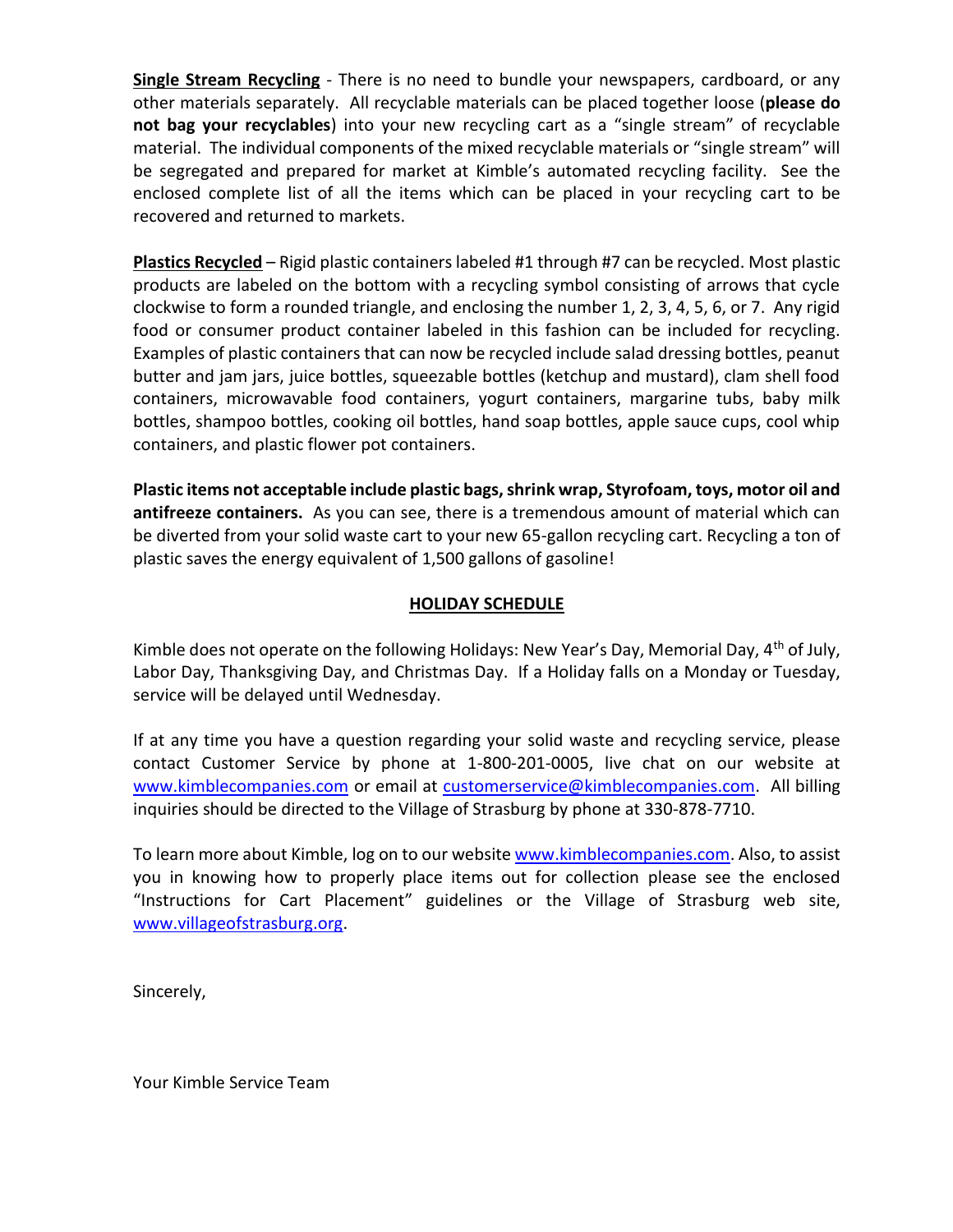**<u>Single Stream Recycling</u>** - There is no need to bundle your newspapers, cardboard, or any other materials separately. All recyclable materials can be placed together loose (**please do not bag your recyclables**) into your new recycling cart as a "single stream" of recyclable material. The individual components of the mixed recyclable materials or "single stream" will be segregated and prepared for market at Kimble's automated recycling facility. See the enclosed complete list of all the items which can be placed in your recycling cart to be recovered and returned to markets.

**<u>Plastics Recycled</u>** – Rigid plastic containers labeled #1 through #7 can be recycled. Most plastic products are labeled on the bottom with a recycling symbol consisting of arrows that cycle clockwise to form a rounded triangle, and enclosing the number 1, 2, 3, 4, 5, 6, or 7. Any rigid food or consumer product container labeled in this fashion can be included for recycling. Examples of plastic containers that can now be recycled include salad dressing bottles, peanut butter and jam jars, juice bottles, squeezable bottles (ketchup and mustard), clam shell food containers, microwavable food containers, yogurt containers, margarine tubs, baby milk bottles, shampoo bottles, cooking oil bottles, hand soap bottles, apple sauce cups, cool whip containers, and plastic flower pot containers.

**Plastic items not acceptable include plastic bags, shrink wrap, Styrofoam, toys, motor oil and antifreeze containers.** As you can see, there is a tremendous amount of material which can be diverted from your solid waste cart to your new 65-gallon recycling cart. Recycling a ton of plastic saves the energy equivalent of 1,500 gallons of gasoline!

## <u>HOLIDAY SCHEDULE</u>

Kimble does not operate on the following Holidays: New Year's Day, Memorial Day, 4th of July, Labor Day, Thanksgiving Day, and Christmas Day. If a Holiday falls on a Monday or Tuesday, service will be delayed until Wednesday.

If at any time you have a question regarding your solid waste and recycling service, please contact Customer Service by phone at 1-800-201-0005, live chat on our website at www.kimblecompanies.com or email at customerservice@kimblecompanies.com. All billing inquiries should be directed to the Village of Strasburg by phone at 330-878-7710.

To learn more about Kimble, log on to our website www.kimblecompanies.com. Also, to assist you in knowing how to properly place items out for collection please see the enclosed "Instructions for Cart Placement" guidelines or the Village of Strasburg web site, www.villageofstrasburg.org.

Sincerely,

Your Kimble Service Team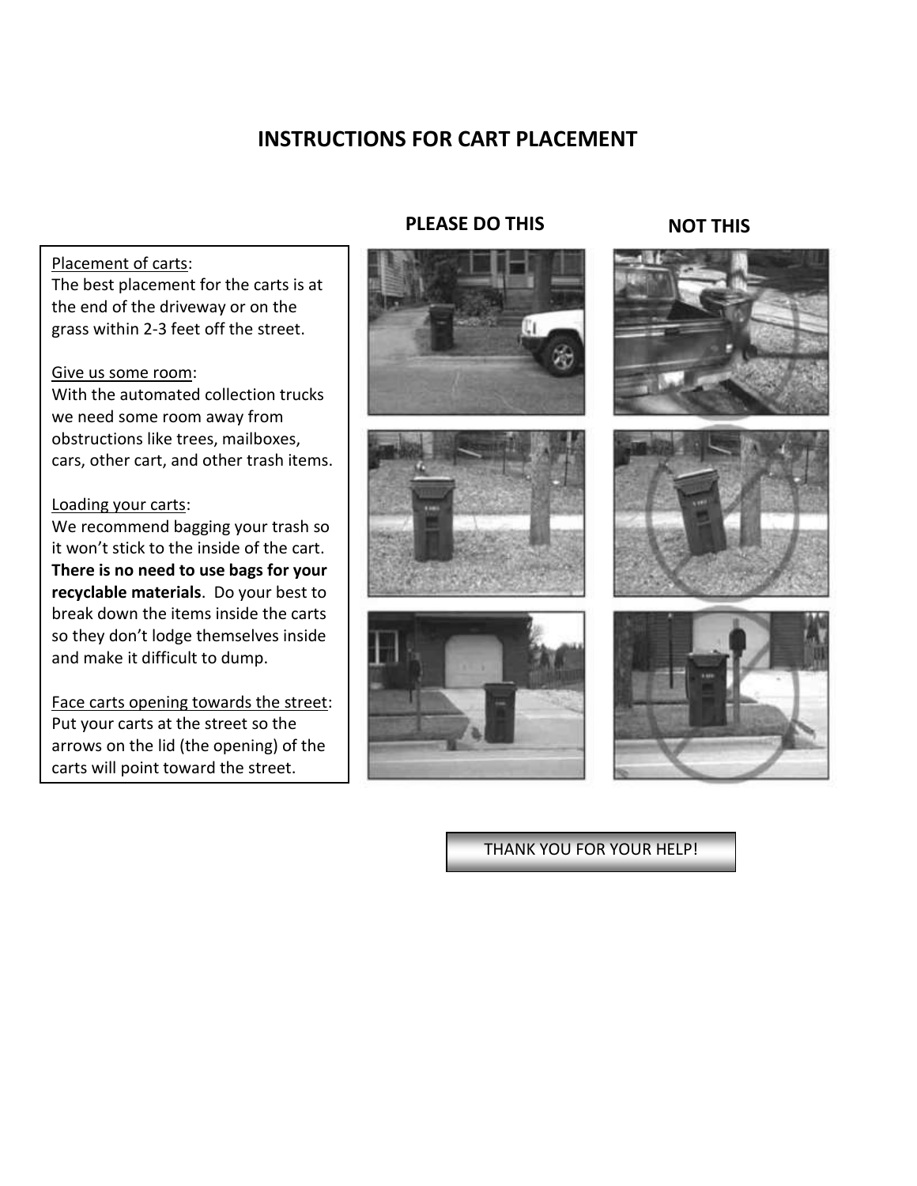# INSTRUCTIONS FOR CART PLACEMENT

Placement of carts:
The best placement for the carts is at the end of the driveway or on the grass within 2-3 feet off the street.

Give us some room:
With the automated collection trucks we need some room away from obstructions like trees, mailboxes, cars, other cart, and other trash items.

Loading your carts:
We recommend bagging your trash so it won't stick to the inside of the cart. **There is no need to use bags for your recyclable materials**. Do your best to break down the items inside the carts so they don't lodge themselves inside and make it difficult to dump.

Face carts opening towards the street:
Put your carts at the street so the arrows on the lid (the opening) of the carts will point toward the street.

**PLEASE DO THIS** | **NOT THIS**

THANK YOU FOR YOUR HELP!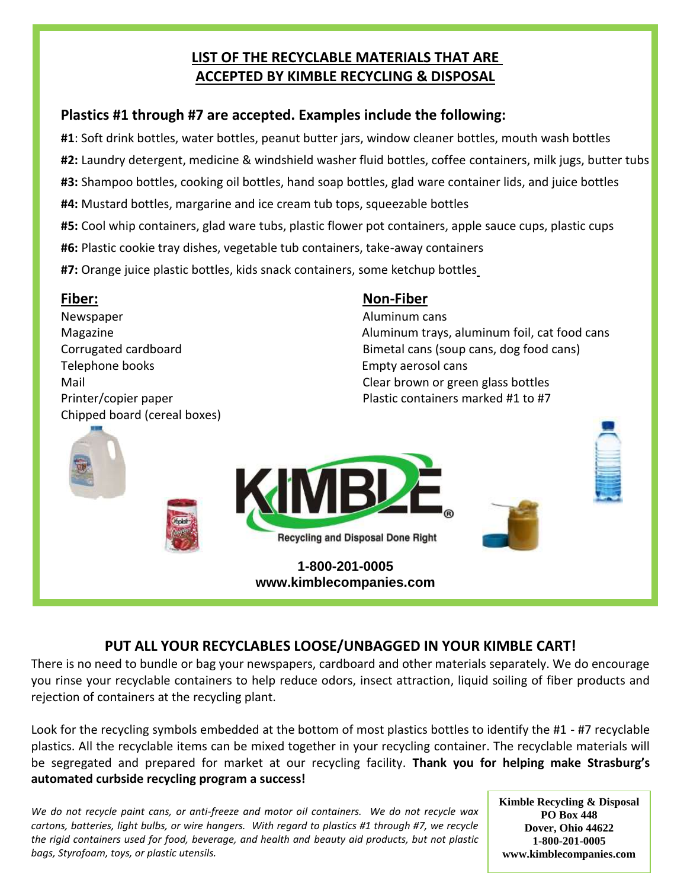## LIST OF THE RECYCLABLE MATERIALS THAT ARE ACCEPTED BY KIMBLE RECYCLING & DISPOSAL

### Plastics #1 through #7 are accepted. Examples include the following:

**#1**: Soft drink bottles, water bottles, peanut butter jars, window cleaner bottles, mouth wash bottles

**#2:** Laundry detergent, medicine & windshield washer fluid bottles, coffee containers, milk jugs, butter tubs

**#3:** Shampoo bottles, cooking oil bottles, hand soap bottles, glad ware container lids, and juice bottles

**#4:** Mustard bottles, margarine and ice cream tub tops, squeezable bottles

**#5:** Cool whip containers, glad ware tubs, plastic flower pot containers, apple sauce cups, plastic cups

**#6:** Plastic cookie tray dishes, vegetable tub containers, take-away containers

**#7:** Orange juice plastic bottles, kids snack containers, some ketchup bottles

### Fiber:

Newspaper
Magazine
Corrugated cardboard
Telephone books
Mail
Printer/copier paper
Chipped board (cereal boxes)

### Non-Fiber

Aluminum cans
Aluminum trays, aluminum foil, cat food cans
Bimetal cans (soup cans, dog food cans)
Empty aerosol cans
Clear brown or green glass bottles
Plastic containers marked #1 to #7

KIMBLE®
Recycling and Disposal Done Right

**1-800-201-0005**
**www.kimblecompanies.com**

## PUT ALL YOUR RECYCLABLES LOOSE/UNBAGGED IN YOUR KIMBLE CART!

There is no need to bundle or bag your newspapers, cardboard and other materials separately. We do encourage you rinse your recyclable containers to help reduce odors, insect attraction, liquid soiling of fiber products and rejection of containers at the recycling plant.

Look for the recycling symbols embedded at the bottom of most plastics bottles to identify the #1 - #7 recyclable plastics. All the recyclable items can be mixed together in your recycling container. The recyclable materials will be segregated and prepared for market at our recycling facility. **Thank you for helping make Strasburg's automated curbside recycling program a success!**

*We do not recycle paint cans, or anti-freeze and motor oil containers. We do not recycle wax cartons, batteries, light bulbs, or wire hangers. With regard to plastics #1 through #7, we recycle the rigid containers used for food, beverage, and health and beauty aid products, but not plastic bags, Styrofoam, toys, or plastic utensils.*

**Kimble Recycling & Disposal**
**PO Box 448**
**Dover, Ohio 44622**
**1-800-201-0005**
**www.kimblecompanies.com**